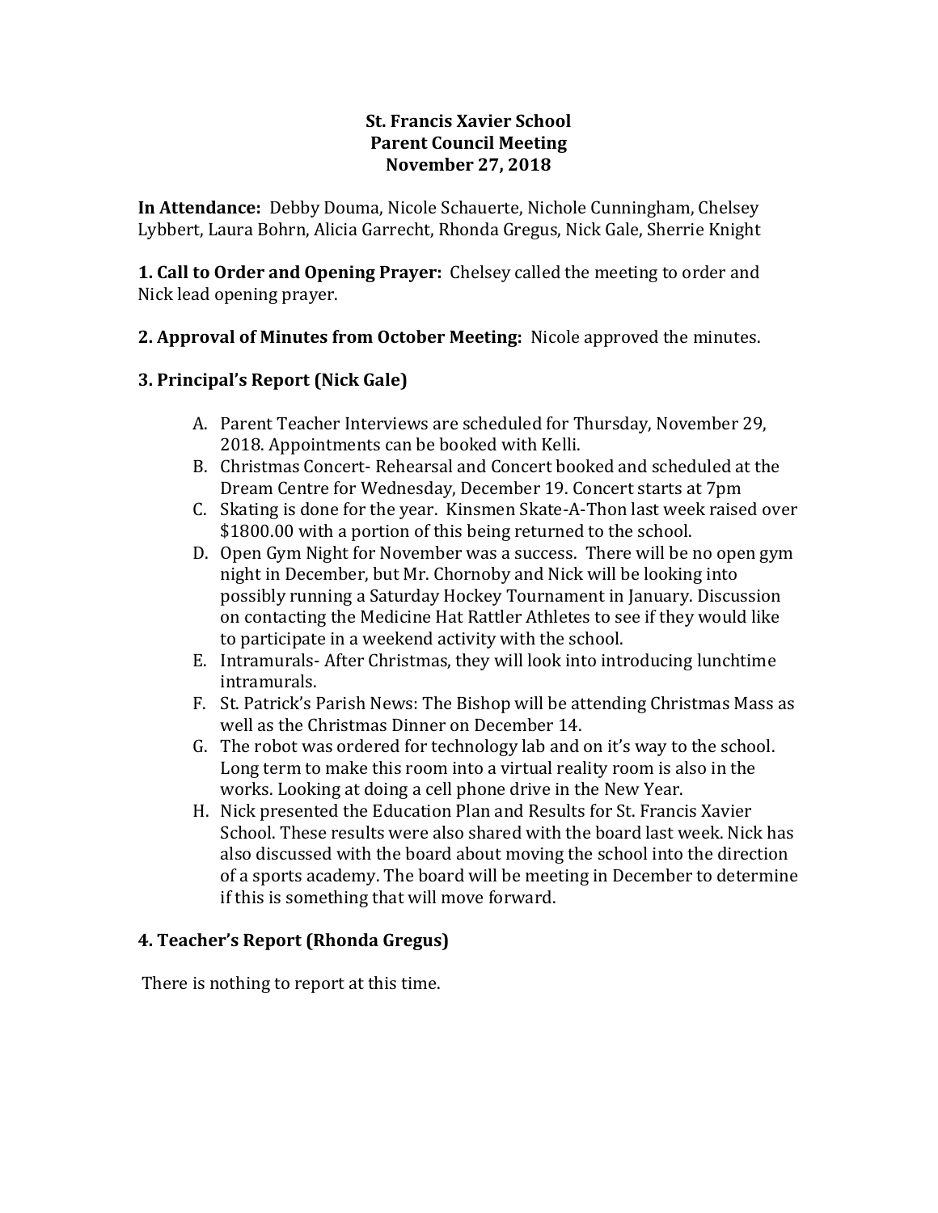# St. Francis Xavier School
## Parent Council Meeting
### November 27, 2018

**In Attendance:** Debby Douma, Nicole Schauerte, Nichole Cunningham, Chelsey Lybbert, Laura Bohrn, Alicia Garrecht, Rhonda Gregus, Nick Gale, Sherrie Knight

**1. Call to Order and Opening Prayer:** Chelsey called the meeting to order and Nick lead opening prayer.

**2. Approval of Minutes from October Meeting:** Nicole approved the minutes.

**3. Principal's Report (Nick Gale)**

A. Parent Teacher Interviews are scheduled for Thursday, November 29, 2018. Appointments can be booked with Kelli.

B. Christmas Concert- Rehearsal and Concert booked and scheduled at the Dream Centre for Wednesday, December 19. Concert starts at 7pm

C. Skating is done for the year. Kinsmen Skate-A-Thon last week raised over $1800.00 with a portion of this being returned to the school.

D. Open Gym Night for November was a success. There will be no open gym night in December, but Mr. Chornoby and Nick will be looking into possibly running a Saturday Hockey Tournament in January. Discussion on contacting the Medicine Hat Rattler Athletes to see if they would like to participate in a weekend activity with the school.

E. Intramurals- After Christmas, they will look into introducing lunchtime intramurals.

F. St. Patrick's Parish News: The Bishop will be attending Christmas Mass as well as the Christmas Dinner on December 14.

G. The robot was ordered for technology lab and on it's way to the school. Long term to make this room into a virtual reality room is also in the works. Looking at doing a cell phone drive in the New Year.

H. Nick presented the Education Plan and Results for St. Francis Xavier School. These results were also shared with the board last week. Nick has also discussed with the board about moving the school into the direction of a sports academy. The board will be meeting in December to determine if this is something that will move forward.

**4. Teacher's Report (Rhonda Gregus)**

There is nothing to report at this time.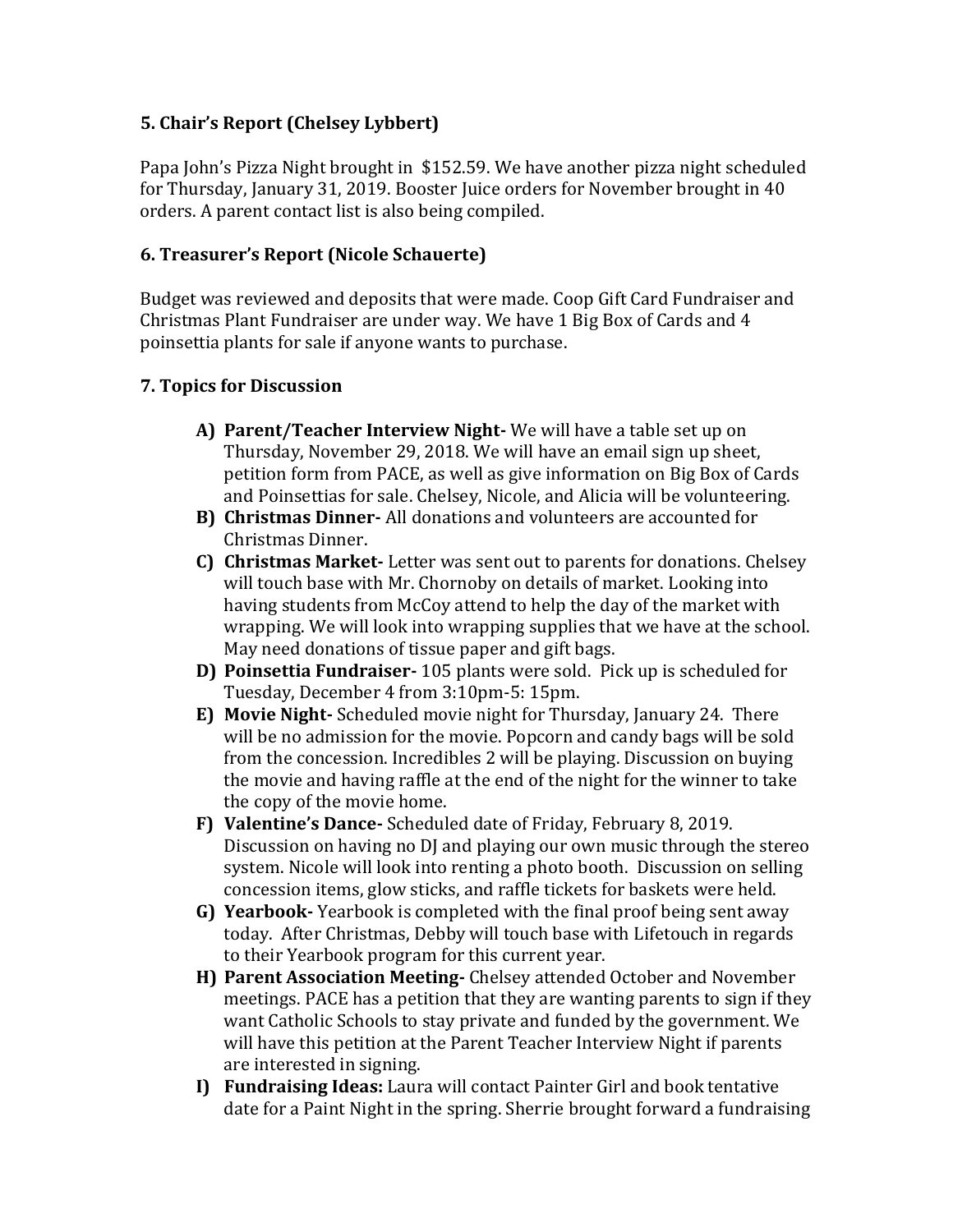### 5. Chair's Report (Chelsey Lybbert)

Papa John's Pizza Night brought in $152.59. We have another pizza night scheduled for Thursday, January 31, 2019. Booster Juice orders for November brought in 40 orders. A parent contact list is also being compiled.

### 6. Treasurer's Report (Nicole Schauerte)

Budget was reviewed and deposits that were made. Coop Gift Card Fundraiser and Christmas Plant Fundraiser are under way. We have 1 Big Box of Cards and 4 poinsettia plants for sale if anyone wants to purchase.

### 7. Topics for Discussion

A) **Parent/Teacher Interview Night-** We will have a table set up on Thursday, November 29, 2018. We will have an email sign up sheet, petition form from PACE, as well as give information on Big Box of Cards and Poinsettias for sale. Chelsey, Nicole, and Alicia will be volunteering.

B) **Christmas Dinner-** All donations and volunteers are accounted for Christmas Dinner.

C) **Christmas Market-** Letter was sent out to parents for donations. Chelsey will touch base with Mr. Chornoby on details of market. Looking into having students from McCoy attend to help the day of the market with wrapping. We will look into wrapping supplies that we have at the school. May need donations of tissue paper and gift bags.

D) **Poinsettia Fundraiser-** 105 plants were sold. Pick up is scheduled for Tuesday, December 4 from 3:10pm-5: 15pm.

E) **Movie Night-** Scheduled movie night for Thursday, January 24. There will be no admission for the movie. Popcorn and candy bags will be sold from the concession. Incredibles 2 will be playing. Discussion on buying the movie and having raffle at the end of the night for the winner to take the copy of the movie home.

F) **Valentine's Dance-** Scheduled date of Friday, February 8, 2019. Discussion on having no DJ and playing our own music through the stereo system. Nicole will look into renting a photo booth. Discussion on selling concession items, glow sticks, and raffle tickets for baskets were held.

G) **Yearbook-** Yearbook is completed with the final proof being sent away today. After Christmas, Debby will touch base with Lifetouch in regards to their Yearbook program for this current year.

H) **Parent Association Meeting-** Chelsey attended October and November meetings. PACE has a petition that they are wanting parents to sign if they want Catholic Schools to stay private and funded by the government. We will have this petition at the Parent Teacher Interview Night if parents are interested in signing.

I) **Fundraising Ideas:** Laura will contact Painter Girl and book tentative date for a Paint Night in the spring. Sherrie brought forward a fundraising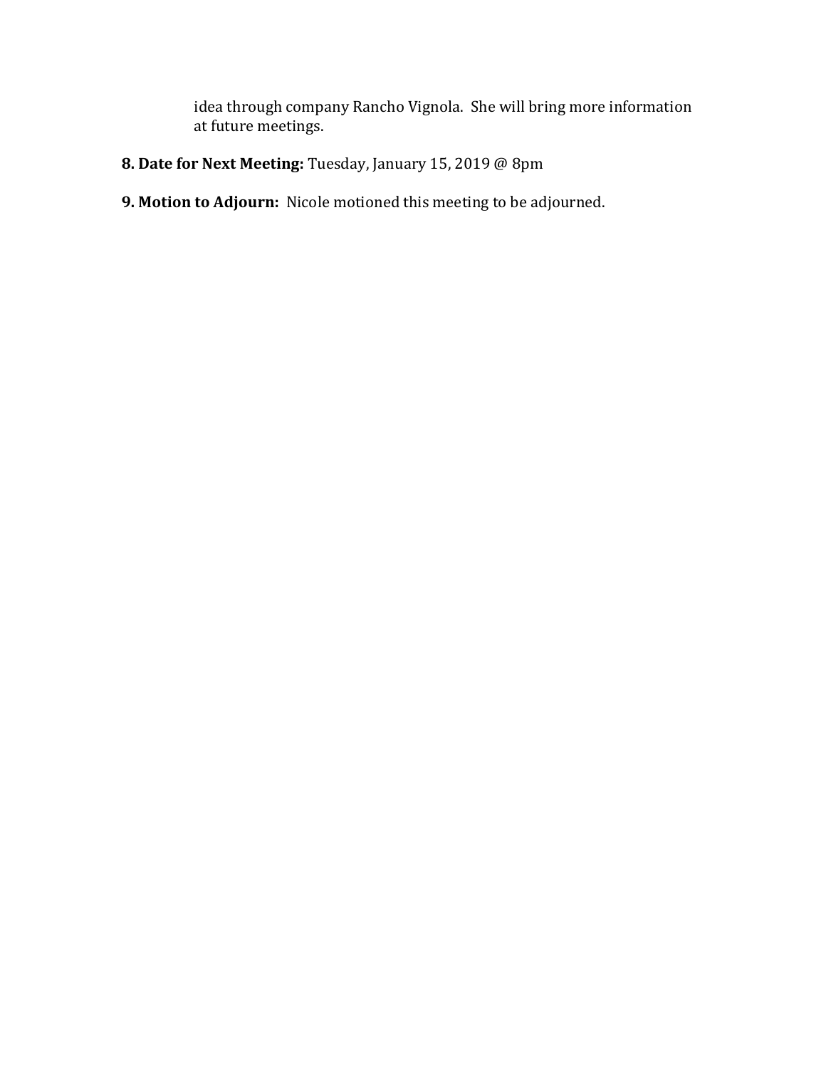idea through company Rancho Vignola. She will bring more information at future meetings.

**8. Date for Next Meeting:** Tuesday, January 15, 2019 @ 8pm

**9. Motion to Adjourn:** Nicole motioned this meeting to be adjourned.